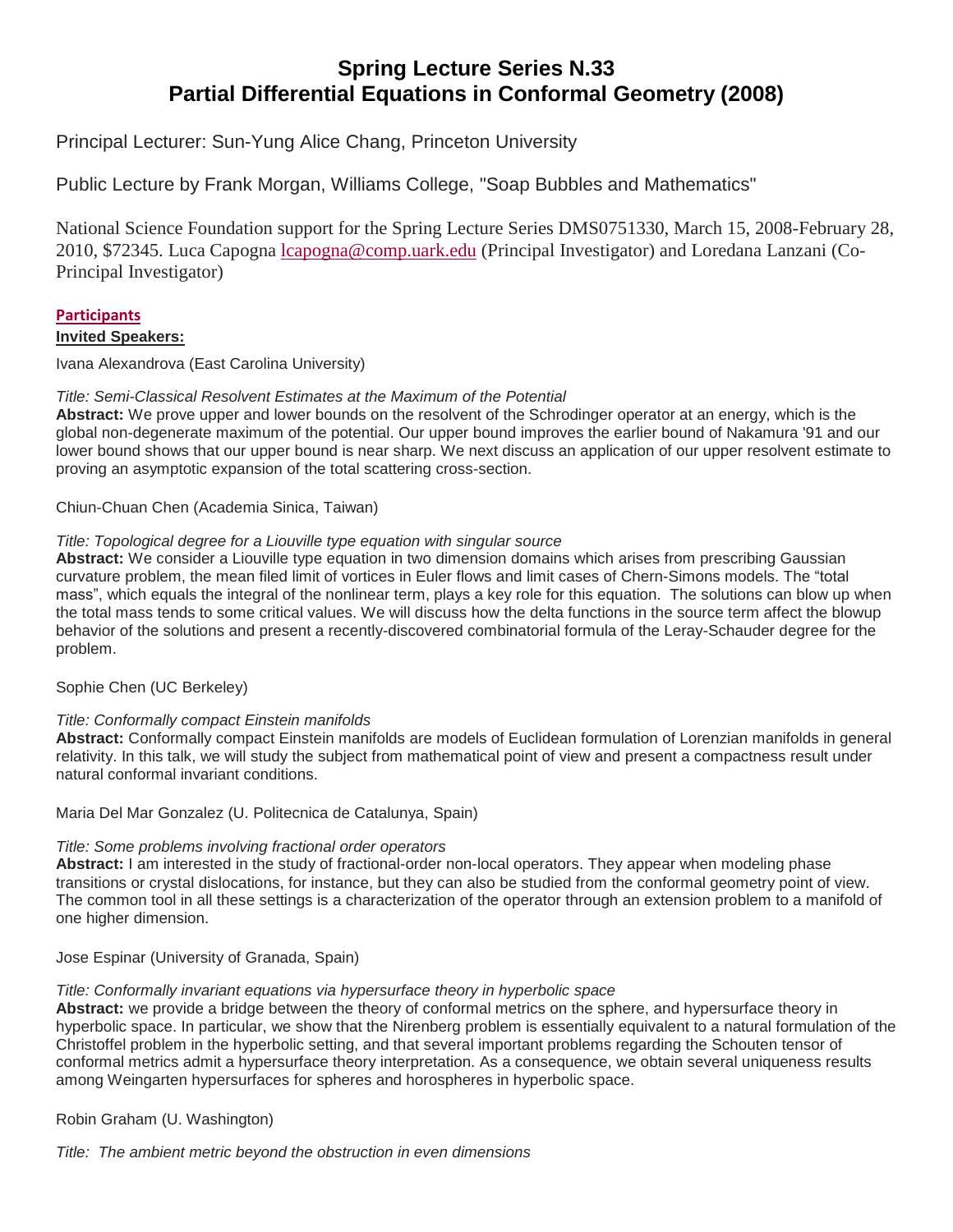# Spring Lecture Series N.33
# Partial Differential Equations in Conformal Geometry (2008)

Principal Lecturer: Sun-Yung Alice Chang, Princeton University

Public Lecture by Frank Morgan, Williams College, "Soap Bubbles and Mathematics"

National Science Foundation support for the Spring Lecture Series DMS0751330, March 15, 2008-February 28, 2010, $72345. Luca Capogna lcapogna@comp.uark.edu (Principal Investigator) and Loredana Lanzani (Co-Principal Investigator)

**Participants**

**Invited Speakers:**

Ivana Alexandrova (East Carolina University)

*Title: Semi-Classical Resolvent Estimates at the Maximum of the Potential*

**Abstract:** We prove upper and lower bounds on the resolvent of the Schrodinger operator at an energy, which is the global non-degenerate maximum of the potential. Our upper bound improves the earlier bound of Nakamura '91 and our lower bound shows that our upper bound is near sharp. We next discuss an application of our upper resolvent estimate to proving an asymptotic expansion of the total scattering cross-section.

Chiun-Chuan Chen (Academia Sinica, Taiwan)

*Title: Topological degree for a Liouville type equation with singular source*

**Abstract:** We consider a Liouville type equation in two dimension domains which arises from prescribing Gaussian curvature problem, the mean filed limit of vortices in Euler flows and limit cases of Chern-Simons models. The "total mass", which equals the integral of the nonlinear term, plays a key role for this equation. The solutions can blow up when the total mass tends to some critical values. We will discuss how the delta functions in the source term affect the blowup behavior of the solutions and present a recently-discovered combinatorial formula of the Leray-Schauder degree for the problem.

Sophie Chen (UC Berkeley)

*Title: Conformally compact Einstein manifolds*

**Abstract:** Conformally compact Einstein manifolds are models of Euclidean formulation of Lorenzian manifolds in general relativity. In this talk, we will study the subject from mathematical point of view and present a compactness result under natural conformal invariant conditions.

Maria Del Mar Gonzalez (U. Politecnica de Catalunya, Spain)

*Title: Some problems involving fractional order operators*

**Abstract:** I am interested in the study of fractional-order non-local operators. They appear when modeling phase transitions or crystal dislocations, for instance, but they can also be studied from the conformal geometry point of view. The common tool in all these settings is a characterization of the operator through an extension problem to a manifold of one higher dimension.

Jose Espinar (University of Granada, Spain)

*Title: Conformally invariant equations via hypersurface theory in hyperbolic space*

**Abstract:** we provide a bridge between the theory of conformal metrics on the sphere, and hypersurface theory in hyperbolic space. In particular, we show that the Nirenberg problem is essentially equivalent to a natural formulation of the Christoffel problem in the hyperbolic setting, and that several important problems regarding the Schouten tensor of conformal metrics admit a hypersurface theory interpretation. As a consequence, we obtain several uniqueness results among Weingarten hypersurfaces for spheres and horospheres in hyperbolic space.

Robin Graham (U. Washington)

*Title: The ambient metric beyond the obstruction in even dimensions*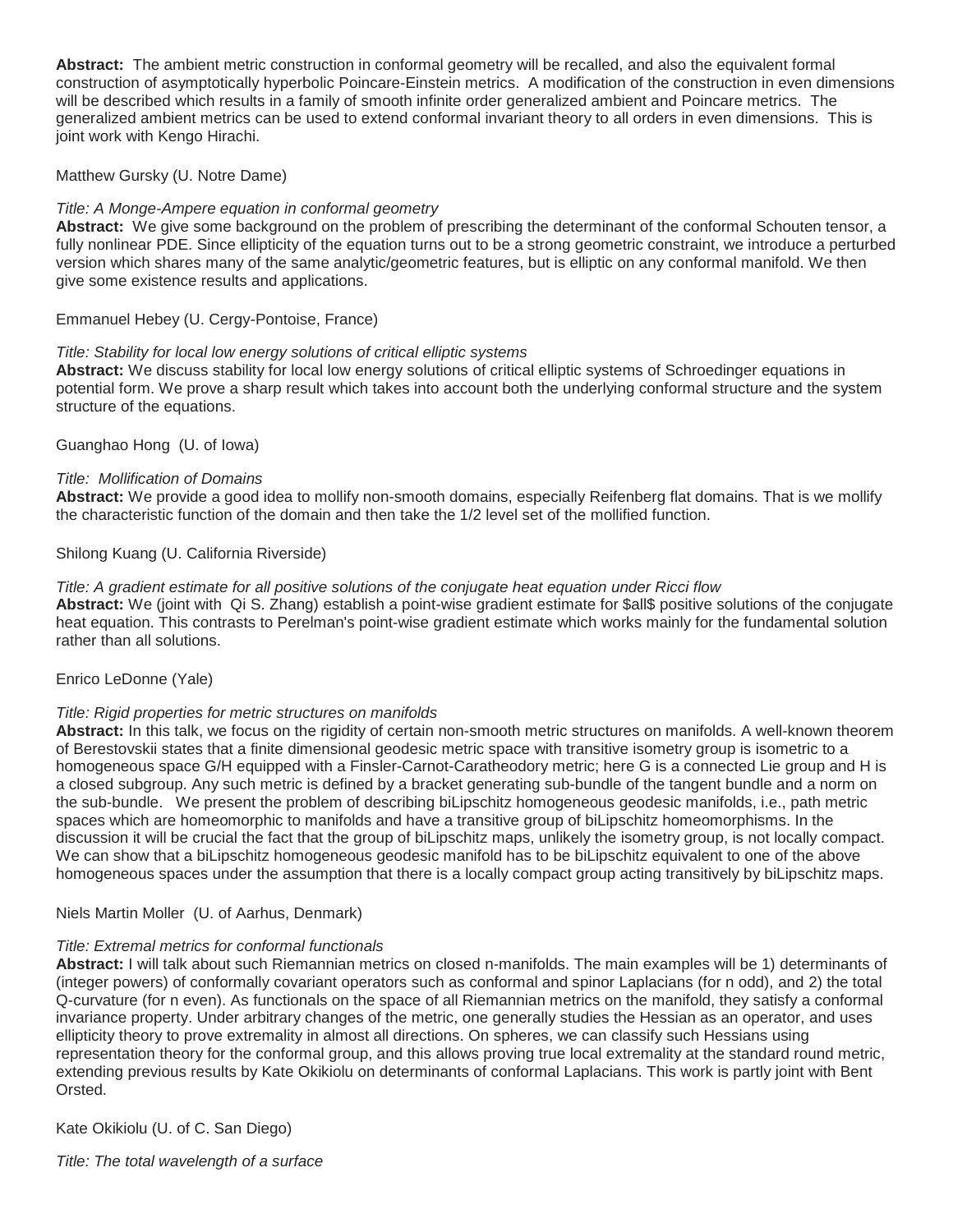**Abstract:** The ambient metric construction in conformal geometry will be recalled, and also the equivalent formal construction of asymptotically hyperbolic Poincare-Einstein metrics. A modification of the construction in even dimensions will be described which results in a family of smooth infinite order generalized ambient and Poincare metrics. The generalized ambient metrics can be used to extend conformal invariant theory to all orders in even dimensions. This is joint work with Kengo Hirachi.

Matthew Gursky (U. Notre Dame)

*Title: A Monge-Ampere equation in conformal geometry*
**Abstract:** We give some background on the problem of prescribing the determinant of the conformal Schouten tensor, a fully nonlinear PDE. Since ellipticity of the equation turns out to be a strong geometric constraint, we introduce a perturbed version which shares many of the same analytic/geometric features, but is elliptic on any conformal manifold. We then give some existence results and applications.

Emmanuel Hebey (U. Cergy-Pontoise, France)

*Title: Stability for local low energy solutions of critical elliptic systems*
**Abstract:** We discuss stability for local low energy solutions of critical elliptic systems of Schroedinger equations in potential form. We prove a sharp result which takes into account both the underlying conformal structure and the system structure of the equations.

Guanghao Hong (U. of Iowa)

*Title: Mollification of Domains*
**Abstract:** We provide a good idea to mollify non-smooth domains, especially Reifenberg flat domains. That is we mollify the characteristic function of the domain and then take the 1/2 level set of the mollified function.

Shilong Kuang (U. California Riverside)

*Title: A gradient estimate for all positive solutions of the conjugate heat equation under Ricci flow*
**Abstract:** We (joint with Qi S. Zhang) establish a point-wise gradient estimate for $all$ positive solutions of the conjugate heat equation. This contrasts to Perelman's point-wise gradient estimate which works mainly for the fundamental solution rather than all solutions.

Enrico LeDonne (Yale)

*Title: Rigid properties for metric structures on manifolds*
**Abstract:** In this talk, we focus on the rigidity of certain non-smooth metric structures on manifolds. A well-known theorem of Berestovskii states that a finite dimensional geodesic metric space with transitive isometry group is isometric to a homogeneous space G/H equipped with a Finsler-Carnot-Caratheodory metric; here G is a connected Lie group and H is a closed subgroup. Any such metric is defined by a bracket generating sub-bundle of the tangent bundle and a norm on the sub-bundle. We present the problem of describing biLipschitz homogeneous geodesic manifolds, i.e., path metric spaces which are homeomorphic to manifolds and have a transitive group of biLipschitz homeomorphisms. In the discussion it will be crucial the fact that the group of biLipschitz maps, unlikely the isometry group, is not locally compact. We can show that a biLipschitz homogeneous geodesic manifold has to be biLipschitz equivalent to one of the above homogeneous spaces under the assumption that there is a locally compact group acting transitively by biLipschitz maps.

Niels Martin Moller (U. of Aarhus, Denmark)

*Title: Extremal metrics for conformal functionals*
**Abstract:** I will talk about such Riemannian metrics on closed n-manifolds. The main examples will be 1) determinants of (integer powers) of conformally covariant operators such as conformal and spinor Laplacians (for n odd), and 2) the total Q-curvature (for n even). As functionals on the space of all Riemannian metrics on the manifold, they satisfy a conformal invariance property. Under arbitrary changes of the metric, one generally studies the Hessian as an operator, and uses ellipticity theory to prove extremality in almost all directions. On spheres, we can classify such Hessians using representation theory for the conformal group, and this allows proving true local extremality at the standard round metric, extending previous results by Kate Okikiolu on determinants of conformal Laplacians. This work is partly joint with Bent Orsted.

Kate Okikiolu (U. of C. San Diego)

*Title: The total wavelength of a surface*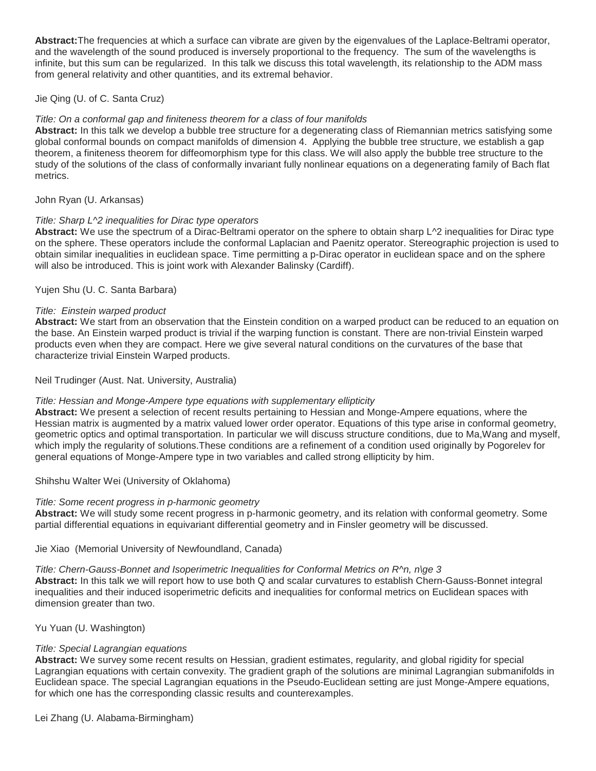**Abstract:** The frequencies at which a surface can vibrate are given by the eigenvalues of the Laplace-Beltrami operator, and the wavelength of the sound produced is inversely proportional to the frequency. The sum of the wavelengths is infinite, but this sum can be regularized. In this talk we discuss this total wavelength, its relationship to the ADM mass from general relativity and other quantities, and its extremal behavior.

Jie Qing (U. of C. Santa Cruz)

*Title: On a conformal gap and finiteness theorem for a class of four manifolds*
**Abstract:** In this talk we develop a bubble tree structure for a degenerating class of Riemannian metrics satisfying some global conformal bounds on compact manifolds of dimension 4. Applying the bubble tree structure, we establish a gap theorem, a finiteness theorem for diffeomorphism type for this class. We will also apply the bubble tree structure to the study of the solutions of the class of conformally invariant fully nonlinear equations on a degenerating family of Bach flat metrics.

John Ryan (U. Arkansas)

*Title: Sharp $L^2$ inequalities for Dirac type operators*
**Abstract:** We use the spectrum of a Dirac-Beltrami operator on the sphere to obtain sharp $L^2$ inequalities for Dirac type on the sphere. These operators include the conformal Laplacian and Paenitz operator. Stereographic projection is used to obtain similar inequalities in euclidean space. Time permitting a p-Dirac operator in euclidean space and on the sphere will also be introduced. This is joint work with Alexander Balinsky (Cardiff).

Yujen Shu (U. C. Santa Barbara)

*Title: Einstein warped product*
**Abstract:** We start from an observation that the Einstein condition on a warped product can be reduced to an equation on the base. An Einstein warped product is trivial if the warping function is constant. There are non-trivial Einstein warped products even when they are compact. Here we give several natural conditions on the curvatures of the base that characterize trivial Einstein Warped products.

Neil Trudinger (Aust. Nat. University, Australia)

*Title: Hessian and Monge-Ampere type equations with supplementary ellipticity*
**Abstract:** We present a selection of recent results pertaining to Hessian and Monge-Ampere equations, where the Hessian matrix is augmented by a matrix valued lower order operator. Equations of this type arise in conformal geometry, geometric optics and optimal transportation. In particular we will discuss structure conditions, due to Ma,Wang and myself, which imply the regularity of solutions.These conditions are a refinement of a condition used originally by Pogorelev for general equations of Monge-Ampere type in two variables and called strong ellipticity by him.

Shihshu Walter Wei (University of Oklahoma)

*Title: Some recent progress in p-harmonic geometry*
**Abstract:** We will study some recent progress in p-harmonic geometry, and its relation with conformal geometry. Some partial differential equations in equivariant differential geometry and in Finsler geometry will be discussed.

Jie Xiao (Memorial University of Newfoundland, Canada)

*Title: Chern-Gauss-Bonnet and Isoperimetric Inequalities for Conformal Metrics on $R^n$, $n\ge 3$*
**Abstract:** In this talk we will report how to use both Q and scalar curvatures to establish Chern-Gauss-Bonnet integral inequalities and their induced isoperimetric deficits and inequalities for conformal metrics on Euclidean spaces with dimension greater than two.

Yu Yuan (U. Washington)

*Title: Special Lagrangian equations*
**Abstract:** We survey some recent results on Hessian, gradient estimates, regularity, and global rigidity for special Lagrangian equations with certain convexity. The gradient graph of the solutions are minimal Lagrangian submanifolds in Euclidean space. The special Lagrangian equations in the Pseudo-Euclidean setting are just Monge-Ampere equations, for which one has the corresponding classic results and counterexamples.

Lei Zhang (U. Alabama-Birmingham)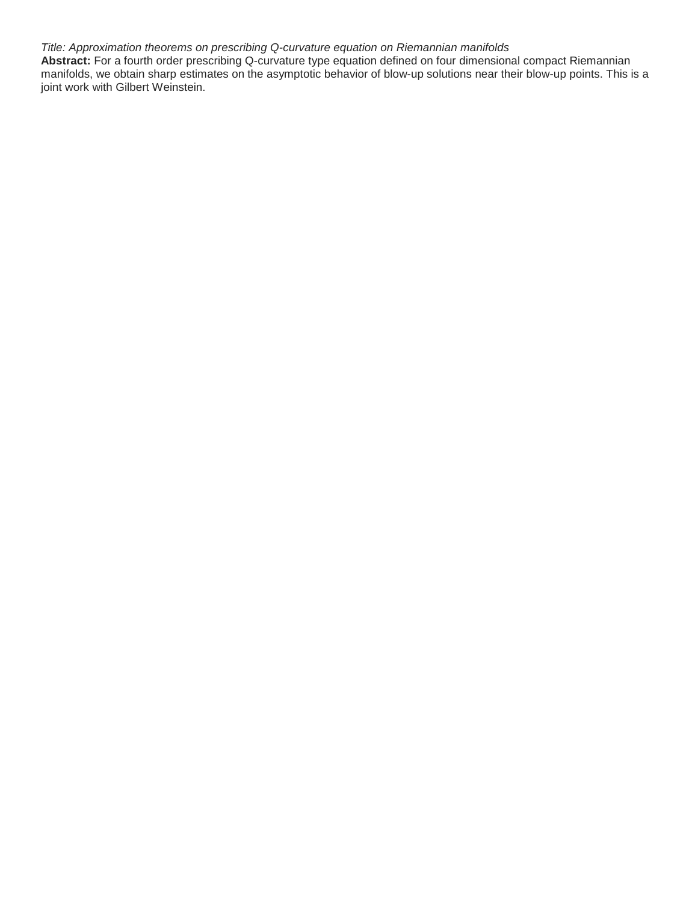*Title: Approximation theorems on prescribing Q-curvature equation on Riemannian manifolds*

**Abstract:** For a fourth order prescribing Q-curvature type equation defined on four dimensional compact Riemannian manifolds, we obtain sharp estimates on the asymptotic behavior of blow-up solutions near their blow-up points. This is a joint work with Gilbert Weinstein.